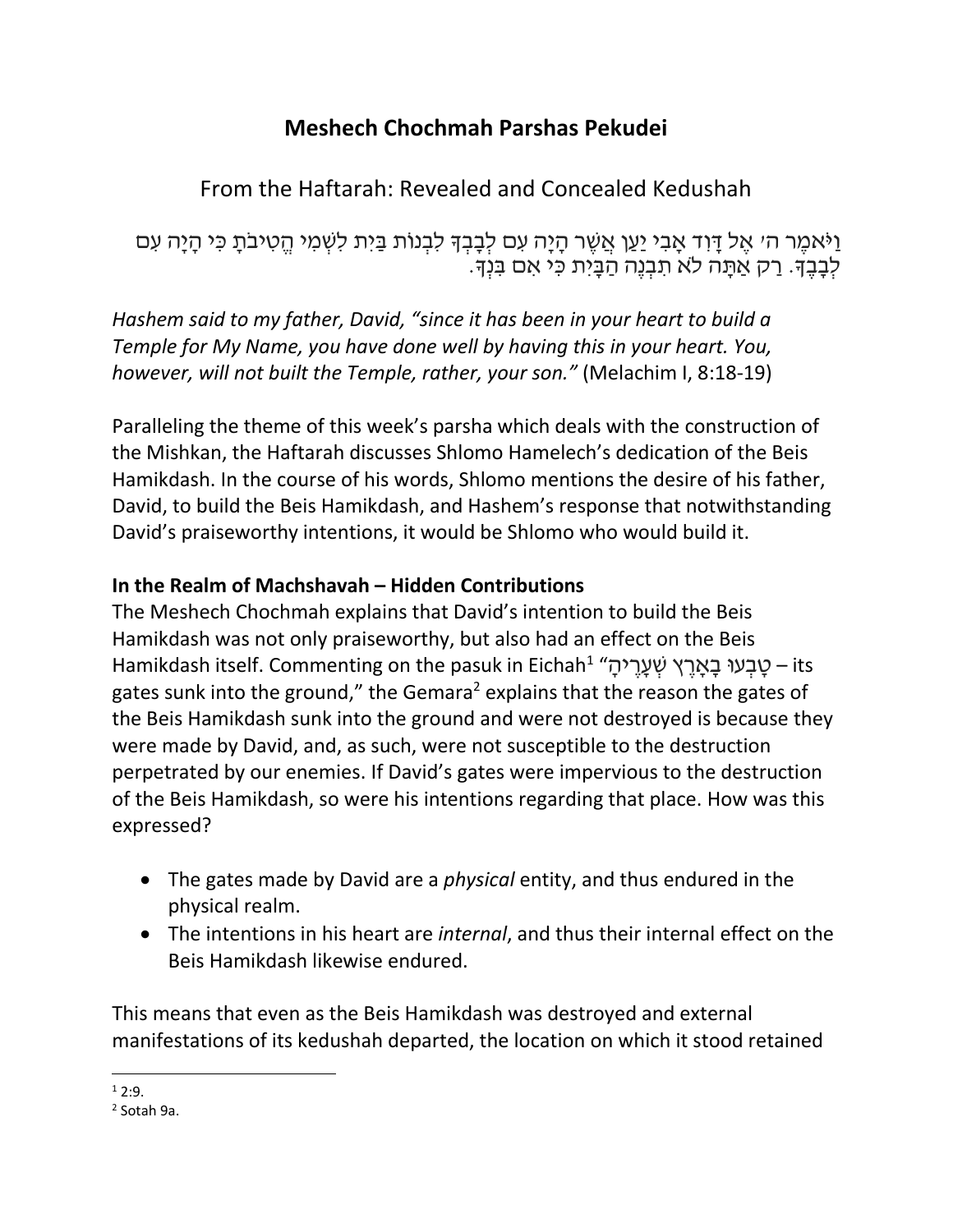# Meshech Chochmah Parshas Pekudei

## From the Haftarah: Revealed and Concealed Kedushah

וַיֹּאמֶר ה׳ אֶל דָּוִד אָבִי יַעַן אֲשֶׁר הָיָה עִם לְבָבְךָ לִבְנוֹת בַּיִת לִשְׁמִי הֱטִיבֹתָ כִּי הָיָה עִם לְבָבֶךָ. רַק אַתָּה לֹא תִבְנֶה הַבָּיִת כִּי אִם בִּנְךָ.

*Hashem said to my father, David, "since it has been in your heart to build a Temple for My Name, you have done well by having this in your heart. You, however, will not built the Temple, rather, your son."* (Melachim I, 8:18-19)

Paralleling the theme of this week's parsha which deals with the construction of the Mishkan, the Haftarah discusses Shlomo Hamelech's dedication of the Beis Hamikdash. In the course of his words, Shlomo mentions the desire of his father, David, to build the Beis Hamikdash, and Hashem's response that notwithstanding David's praiseworthy intentions, it would be Shlomo who would build it.

**In the Realm of Machshavah – Hidden Contributions**

The Meshech Chochmah explains that David's intention to build the Beis Hamikdash was not only praiseworthy, but also had an effect on the Beis Hamikdash itself. Commenting on the pasuk in Eichah[1] "טָבְעוּ בָאָרֶץ שְׁעָרֶיהָ – its gates sunk into the ground," the Gemara[2] explains that the reason the gates of the Beis Hamikdash sunk into the ground and were not destroyed is because they were made by David, and, as such, were not susceptible to the destruction perpetrated by our enemies. If David's gates were impervious to the destruction of the Beis Hamikdash, so were his intentions regarding that place. How was this expressed?

- The gates made by David are a *physical* entity, and thus endured in the physical realm.
- The intentions in his heart are *internal*, and thus their internal effect on the Beis Hamikdash likewise endured.

This means that even as the Beis Hamikdash was destroyed and external manifestations of its kedushah departed, the location on which it stood retained

[1] 2:9.

[2] Sotah 9a.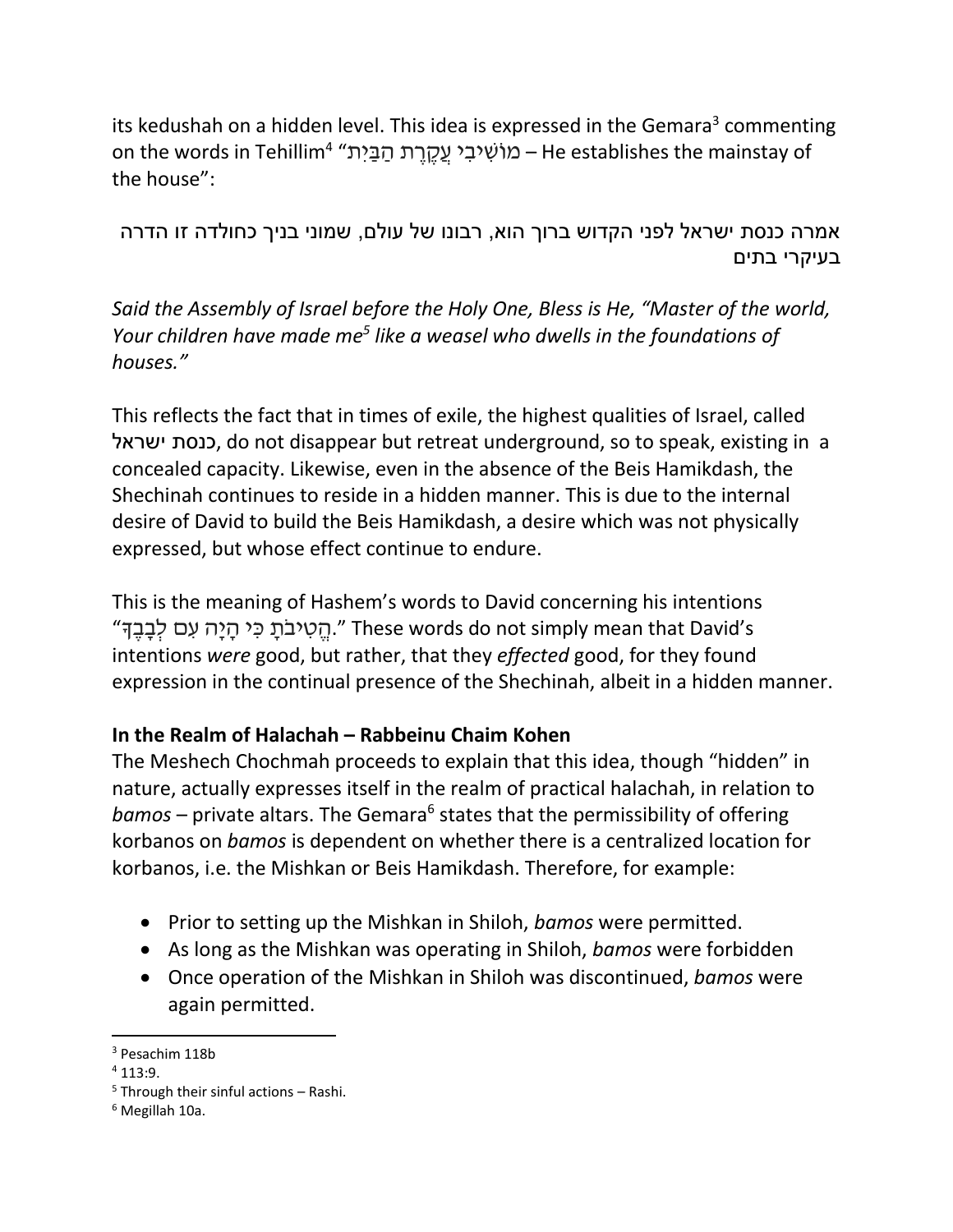its kedushah on a hidden level. This idea is expressed in the Gemara[3] commenting on the words in Tehillim[4] "מוֹשִׁיבִי עֲקֶרֶת הַבַּיִת – He establishes the mainstay of the house":

אמרה כנסת ישראל לפני הקדוש ברוך הוא, רבונו של עולם, שמוני בניך כחולדה זו הדרה בעיקרי בתים

*Said the Assembly of Israel before the Holy One, Bless is He, "Master of the world, Your children have made me[5] like a weasel who dwells in the foundations of houses."*

This reflects the fact that in times of exile, the highest qualities of Israel, called כנסת ישראל, do not disappear but retreat underground, so to speak, existing in a concealed capacity. Likewise, even in the absence of the Beis Hamikdash, the Shechinah continues to reside in a hidden manner. This is due to the internal desire of David to build the Beis Hamikdash, a desire which was not physically expressed, but whose effect continue to endure.

This is the meaning of Hashem's words to David concerning his intentions "הֱטִיבֹתָ כִּי הָיָה עִם לְבָבֶךָ." These words do not simply mean that David's intentions *were* good, but rather, that they *effected* good, for they found expression in the continual presence of the Shechinah, albeit in a hidden manner.

**In the Realm of Halachah – Rabbeinu Chaim Kohen**

The Meshech Chochmah proceeds to explain that this idea, though "hidden" in nature, actually expresses itself in the realm of practical halachah, in relation to *bamos* – private altars. The Gemara[6] states that the permissibility of offering korbanos on *bamos* is dependent on whether there is a centralized location for korbanos, i.e. the Mishkan or Beis Hamikdash. Therefore, for example:

- Prior to setting up the Mishkan in Shiloh, *bamos* were permitted.
- As long as the Mishkan was operating in Shiloh, *bamos* were forbidden
- Once operation of the Mishkan in Shiloh was discontinued, *bamos* were again permitted.

---

[3] Pesachim 118b

[4] 113:9.

[5] Through their sinful actions – Rashi.

[6] Megillah 10a.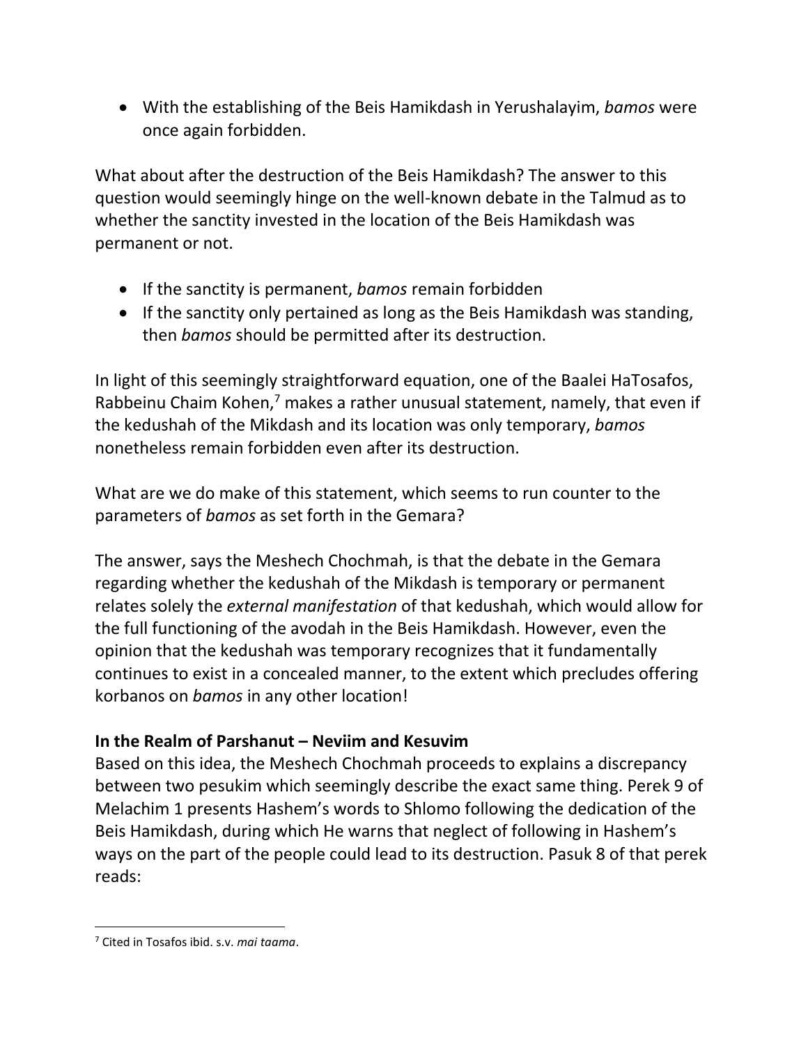- With the establishing of the Beis Hamikdash in Yerushalayim, *bamos* were once again forbidden.

What about after the destruction of the Beis Hamikdash? The answer to this question would seemingly hinge on the well-known debate in the Talmud as to whether the sanctity invested in the location of the Beis Hamikdash was permanent or not.

- If the sanctity is permanent, *bamos* remain forbidden
- If the sanctity only pertained as long as the Beis Hamikdash was standing, then *bamos* should be permitted after its destruction.

In light of this seemingly straightforward equation, one of the Baalei HaTosafos, Rabbeinu Chaim Kohen,[7] makes a rather unusual statement, namely, that even if the kedushah of the Mikdash and its location was only temporary, *bamos* nonetheless remain forbidden even after its destruction.

What are we do make of this statement, which seems to run counter to the parameters of *bamos* as set forth in the Gemara?

The answer, says the Meshech Chochmah, is that the debate in the Gemara regarding whether the kedushah of the Mikdash is temporary or permanent relates solely the *external manifestation* of that kedushah, which would allow for the full functioning of the avodah in the Beis Hamikdash. However, even the opinion that the kedushah was temporary recognizes that it fundamentally continues to exist in a concealed manner, to the extent which precludes offering korbanos on *bamos* in any other location!

**In the Realm of Parshanut – Neviim and Kesuvim**

Based on this idea, the Meshech Chochmah proceeds to explains a discrepancy between two pesukim which seemingly describe the exact same thing. Perek 9 of Melachim 1 presents Hashem's words to Shlomo following the dedication of the Beis Hamikdash, during which He warns that neglect of following in Hashem's ways on the part of the people could lead to its destruction. Pasuk 8 of that perek reads:

[7] Cited in Tosafos ibid. s.v. *mai taama*.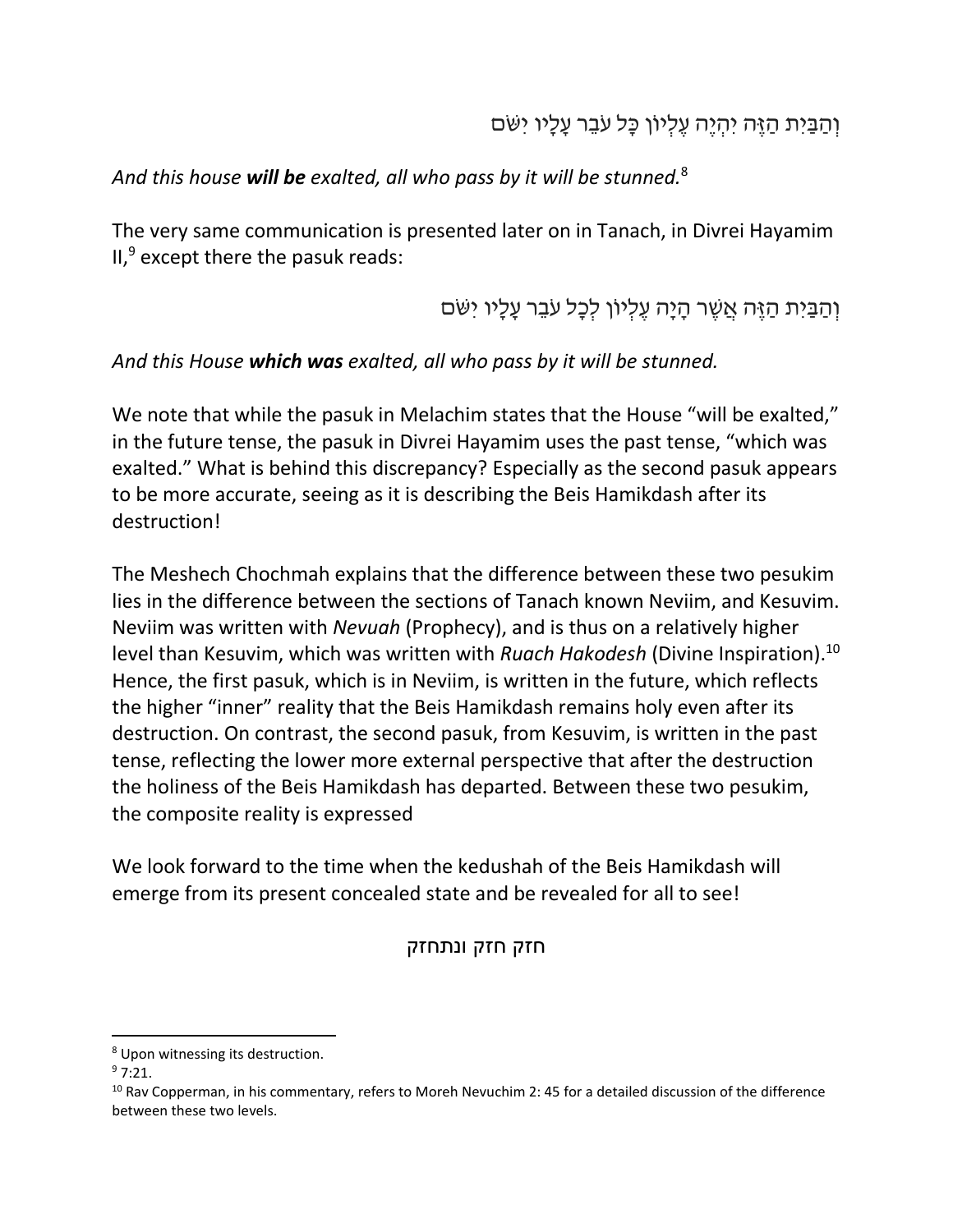וְהַבַּיִת הַזֶּה יִהְיֶה עֶלְיוֹן כָּל עֹבֵר עָלָיו יִשֹּׁם

*And this house **will be** exalted, all who pass by it will be stunned.*[8]

The very same communication is presented later on in Tanach, in Divrei Hayamim II,[9] except there the pasuk reads:

וְהַבַּיִת הַזֶּה אֲשֶׁר הָיָה עֶלְיוֹן לְכָל עֹבֵר עָלָיו יִשֹּׁם

*And this House **which was** exalted, all who pass by it will be stunned.*

We note that while the pasuk in Melachim states that the House "will be exalted," in the future tense, the pasuk in Divrei Hayamim uses the past tense, "which was exalted." What is behind this discrepancy? Especially as the second pasuk appears to be more accurate, seeing as it is describing the Beis Hamikdash after its destruction!

The Meshech Chochmah explains that the difference between these two pesukim lies in the difference between the sections of Tanach known Neviim, and Kesuvim. Neviim was written with *Nevuah* (Prophecy), and is thus on a relatively higher level than Kesuvim, which was written with *Ruach Hakodesh* (Divine Inspiration).[10] Hence, the first pasuk, which is in Neviim, is written in the future, which reflects the higher "inner" reality that the Beis Hamikdash remains holy even after its destruction. On contrast, the second pasuk, from Kesuvim, is written in the past tense, reflecting the lower more external perspective that after the destruction the holiness of the Beis Hamikdash has departed. Between these two pesukim, the composite reality is expressed

We look forward to the time when the kedushah of the Beis Hamikdash will emerge from its present concealed state and be revealed for all to see!

חזק חזק ונתחזק

---

[8] Upon witnessing its destruction.

[9] 7:21.

[10] Rav Copperman, in his commentary, refers to Moreh Nevuchim 2: 45 for a detailed discussion of the difference between these two levels.